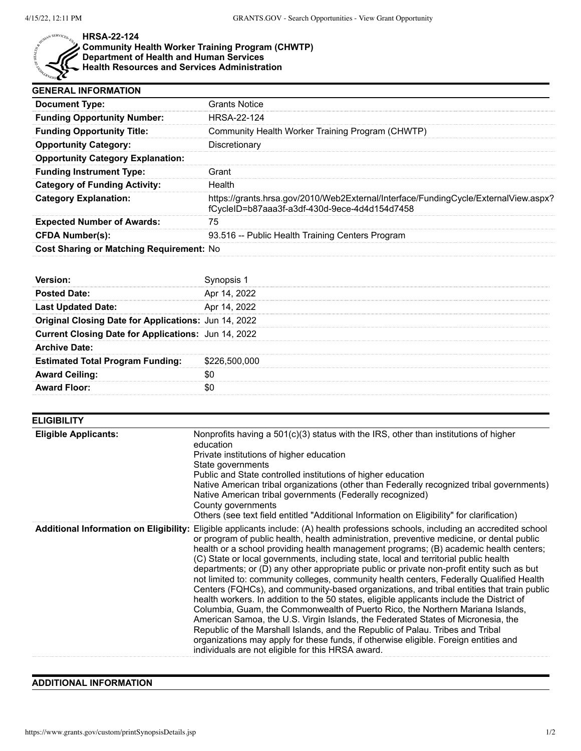**HRSA-22-124**
**Community Health Worker Training Program (CHWTP)**
**Department of Health and Human Services**
**Health Resources and Services Administration**

## GENERAL INFORMATION

| | |
|---|---|
| **Document Type:** | Grants Notice |
| **Funding Opportunity Number:** | HRSA-22-124 |
| **Funding Opportunity Title:** | Community Health Worker Training Program (CHWTP) |
| **Opportunity Category:** | Discretionary |
| **Opportunity Category Explanation:** | |
| **Funding Instrument Type:** | Grant |
| **Category of Funding Activity:** | Health |
| **Category Explanation:** | https://grants.hrsa.gov/2010/Web2External/Interface/FundingCycle/ExternalView.aspx?fCycleID=b87aaa3f-a3df-430d-9ece-4d4d154d7458 |
| **Expected Number of Awards:** | 75 |
| **CFDA Number(s):** | 93.516 -- Public Health Training Centers Program |
| **Cost Sharing or Matching Requirement:** | No |

| | |
|---|---|
| **Version:** | Synopsis 1 |
| **Posted Date:** | Apr 14, 2022 |
| **Last Updated Date:** | Apr 14, 2022 |
| **Original Closing Date for Applications:** | Jun 14, 2022 |
| **Current Closing Date for Applications:** | Jun 14, 2022 |
| **Archive Date:** | |
| **Estimated Total Program Funding:** | $226,500,000 |
| **Award Ceiling:** | $0 |
| **Award Floor:** | $0 |

## ELIGIBILITY

| | |
|---|---|
| **Eligible Applicants:** | Nonprofits having a 501(c)(3) status with the IRS, other than institutions of higher education<br>Private institutions of higher education<br>State governments<br>Public and State controlled institutions of higher education<br>Native American tribal organizations (other than Federally recognized tribal governments)<br>Native American tribal governments (Federally recognized)<br>County governments<br>Others (see text field entitled "Additional Information on Eligibility" for clarification) |
| **Additional Information on Eligibility:** | Eligible applicants include: (A) health professions schools, including an accredited school or program of public health, health administration, preventive medicine, or dental public health or a school providing health management programs; (B) academic health centers; (C) State or local governments, including state, local and territorial public health departments; or (D) any other appropriate public or private non-profit entity such as but not limited to: community colleges, community health centers, Federally Qualified Health Centers (FQHCs), and community-based organizations, and tribal entities that train public health workers. In addition to the 50 states, eligible applicants include the District of Columbia, Guam, the Commonwealth of Puerto Rico, the Northern Mariana Islands, American Samoa, the U.S. Virgin Islands, the Federated States of Micronesia, the Republic of the Marshall Islands, and the Republic of Palau. Tribes and Tribal organizations may apply for these funds, if otherwise eligible. Foreign entities and individuals are not eligible for this HRSA award. |

## ADDITIONAL INFORMATION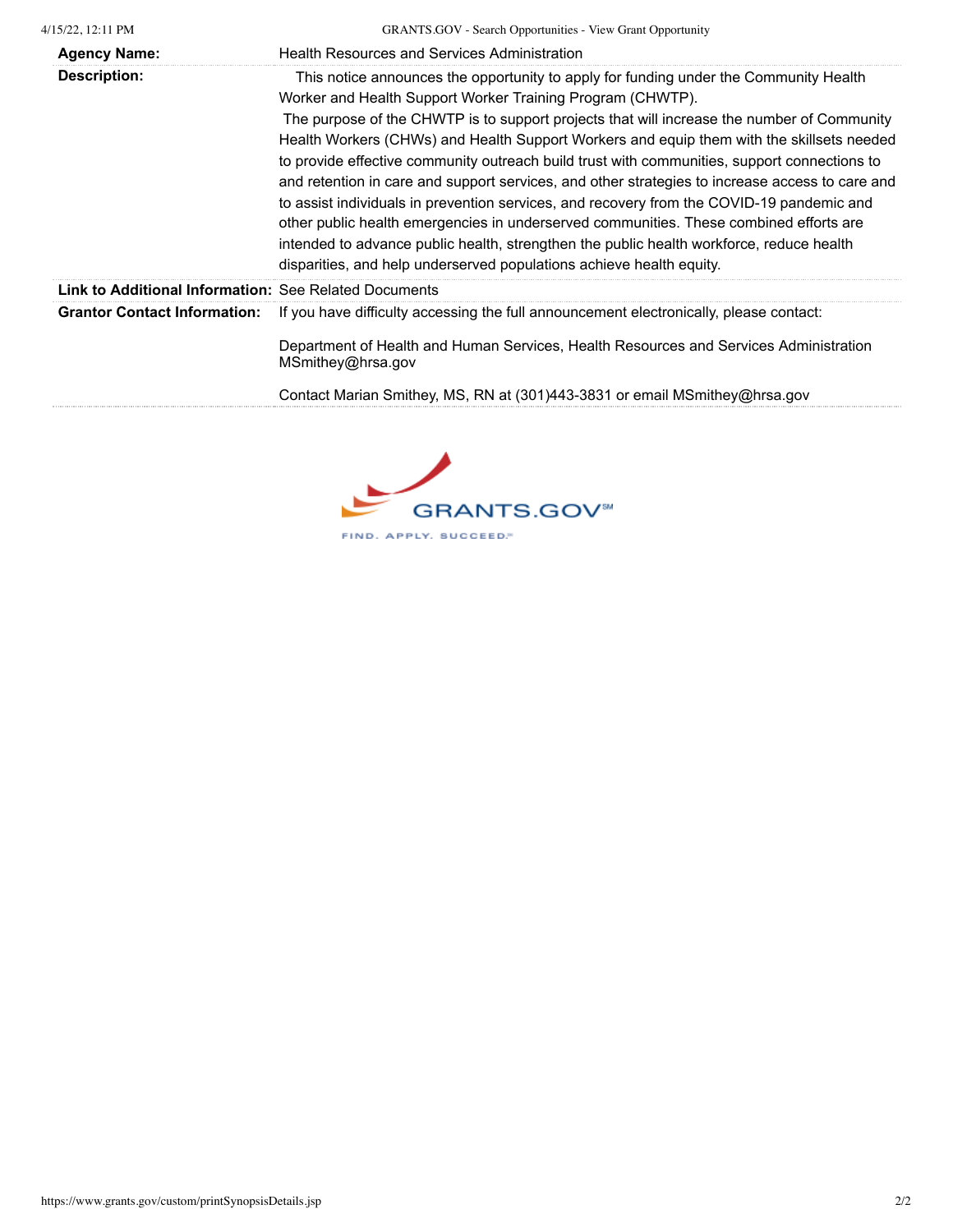| | |
|---|---|
| **Agency Name:** | Health Resources and Services Administration |
| **Description:** | This notice announces the opportunity to apply for funding under the Community Health Worker and Health Support Worker Training Program (CHWTP). The purpose of the CHWTP is to support projects that will increase the number of Community Health Workers (CHWs) and Health Support Workers and equip them with the skillsets needed to provide effective community outreach build trust with communities, support connections to and retention in care and support services, and other strategies to increase access to care and to assist individuals in prevention services, and recovery from the COVID-19 pandemic and other public health emergencies in underserved communities. These combined efforts are intended to advance public health, strengthen the public health workforce, reduce health disparities, and help underserved populations achieve health equity. |
| **Link to Additional Information:** | See Related Documents |
| **Grantor Contact Information:** | If you have difficulty accessing the full announcement electronically, please contact: Department of Health and Human Services, Health Resources and Services Administration MSmithey@hrsa.gov Contact Marian Smithey, MS, RN at (301)443-3831 or email MSmithey@hrsa.gov |

GRANTS.GOV℠

FIND. APPLY. SUCCEED.℠